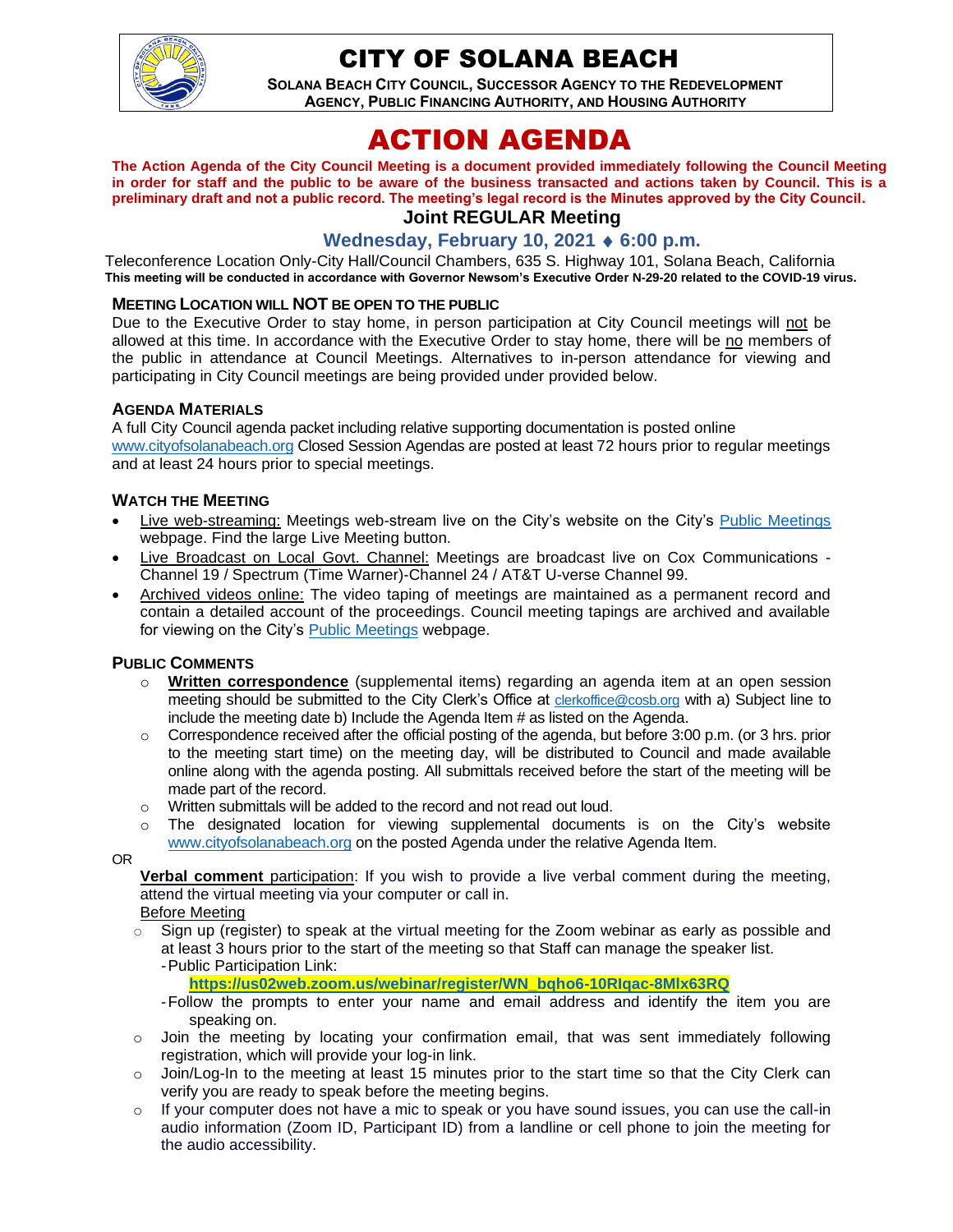# CITY OF SOLANA BEACH

**SOLANA BEACH CITY COUNCIL, SUCCESSOR AGENCY TO THE REDEVELOPMENT AGENCY, PUBLIC FINANCING AUTHORITY, AND HOUSING AUTHORITY**

# ACTION AGENDA

**The Action Agenda of the City Council Meeting is a document provided immediately following the Council Meeting in order for staff and the public to be aware of the business transacted and actions taken by Council. This is a preliminary draft and not a public record. The meeting's legal record is the Minutes approved by the City Council.**

## Joint REGULAR Meeting

### Wednesday, February 10, 2021 ♦ 6:00 p.m.

Teleconference Location Only-City Hall/Council Chambers, 635 S. Highway 101, Solana Beach, California
**This meeting will be conducted in accordance with Governor Newsom's Executive Order N-29-20 related to the COVID-19 virus.**

**MEETING LOCATION WILL NOT BE OPEN TO THE PUBLIC**

Due to the Executive Order to stay home, in person participation at City Council meetings will not be allowed at this time. In accordance with the Executive Order to stay home, there will be no members of the public in attendance at Council Meetings. Alternatives to in-person attendance for viewing and participating in City Council meetings are being provided under provided below.

**AGENDA MATERIALS**

A full City Council agenda packet including relative supporting documentation is posted online www.cityofsolanabeach.org Closed Session Agendas are posted at least 72 hours prior to regular meetings and at least 24 hours prior to special meetings.

**WATCH THE MEETING**

- Live web-streaming: Meetings web-stream live on the City's website on the City's Public Meetings webpage. Find the large Live Meeting button.
- Live Broadcast on Local Govt. Channel: Meetings are broadcast live on Cox Communications - Channel 19 / Spectrum (Time Warner)-Channel 24 / AT&T U-verse Channel 99.
- Archived videos online: The video taping of meetings are maintained as a permanent record and contain a detailed account of the proceedings. Council meeting tapings are archived and available for viewing on the City's Public Meetings webpage.

**PUBLIC COMMENTS**

- **Written correspondence** (supplemental items) regarding an agenda item at an open session meeting should be submitted to the City Clerk's Office at clerkoffice@cosb.org with a) Subject line to include the meeting date b) Include the Agenda Item # as listed on the Agenda.
- Correspondence received after the official posting of the agenda, but before 3:00 p.m. (or 3 hrs. prior to the meeting start time) on the meeting day, will be distributed to Council and made available online along with the agenda posting. All submittals received before the start of the meeting will be made part of the record.
- Written submittals will be added to the record and not read out loud.
- The designated location for viewing supplemental documents is on the City's website www.cityofsolanabeach.org on the posted Agenda under the relative Agenda Item.

OR

**Verbal comment participation**: If you wish to provide a live verbal comment during the meeting, attend the virtual meeting via your computer or call in.

Before Meeting

- Sign up (register) to speak at the virtual meeting for the Zoom webinar as early as possible and at least 3 hours prior to the start of the meeting so that Staff can manage the speaker list.
  - Public Participation Link:
    **https://us02web.zoom.us/webinar/register/WN_bqho6-10RIqac-8MIx63RQ**
  - Follow the prompts to enter your name and email address and identify the item you are speaking on.
- Join the meeting by locating your confirmation email, that was sent immediately following registration, which will provide your log-in link.
- Join/Log-In to the meeting at least 15 minutes prior to the start time so that the City Clerk can verify you are ready to speak before the meeting begins.
- If your computer does not have a mic to speak or you have sound issues, you can use the call-in audio information (Zoom ID, Participant ID) from a landline or cell phone to join the meeting for the audio accessibility.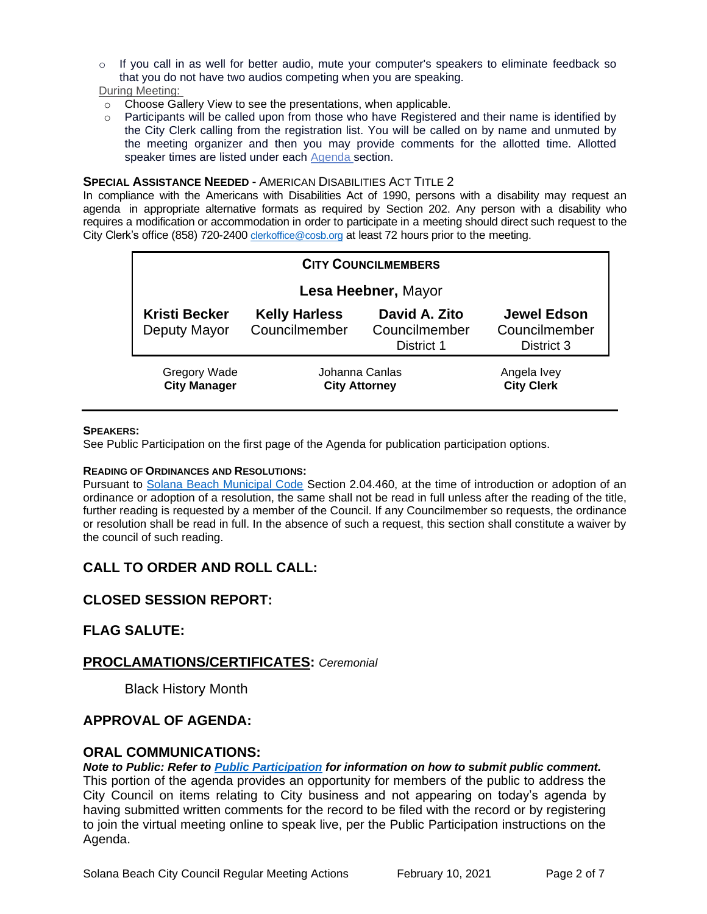- If you call in as well for better audio, mute your computer's speakers to eliminate feedback so that you do not have two audios competing when you are speaking.

During Meeting:

- Choose Gallery View to see the presentations, when applicable.
- Participants will be called upon from those who have Registered and their name is identified by the City Clerk calling from the registration list. You will be called on by name and unmuted by the meeting organizer and then you may provide comments for the allotted time. Allotted speaker times are listed under each Agenda section.

**SPECIAL ASSISTANCE NEEDED** - AMERICAN DISABILITIES ACT TITLE 2

In compliance with the Americans with Disabilities Act of 1990, persons with a disability may request an agenda in appropriate alternative formats as required by Section 202. Any person with a disability who requires a modification or accommodation in order to participate in a meeting should direct such request to the City Clerk's office (858) 720-2400 clerkoffice@cosb.org at least 72 hours prior to the meeting.

| **CITY COUNCILMEMBERS** | | | |
|---|---|---|---|
| | **Lesa Heebner,** Mayor | | |
| **Kristi Becker** Deputy Mayor | **Kelly Harless** Councilmember | **David A. Zito** Councilmember District 1 | **Jewel Edson** Councilmember District 3 |

| Gregory Wade | Johanna Canlas | Angela Ivey |
|---|---|---|
| **City Manager** | **City Attorney** | **City Clerk** |

**SPEAKERS:**

See Public Participation on the first page of the Agenda for publication participation options.

**READING OF ORDINANCES AND RESOLUTIONS:**

Pursuant to Solana Beach Municipal Code Section 2.04.460, at the time of introduction or adoption of an ordinance or adoption of a resolution, the same shall not be read in full unless after the reading of the title, further reading is requested by a member of the Council. If any Councilmember so requests, the ordinance or resolution shall be read in full. In the absence of such a request, this section shall constitute a waiver by the council of such reading.

## CALL TO ORDER AND ROLL CALL:

## CLOSED SESSION REPORT:

## FLAG SALUTE:

## PROCLAMATIONS/CERTIFICATES: *Ceremonial*

Black History Month

## APPROVAL OF AGENDA:

## ORAL COMMUNICATIONS:

***Note to Public: Refer to Public Participation for information on how to submit public comment.***

This portion of the agenda provides an opportunity for members of the public to address the City Council on items relating to City business and not appearing on today's agenda by having submitted written comments for the record to be filed with the record or by registering to join the virtual meeting online to speak live, per the Public Participation instructions on the Agenda.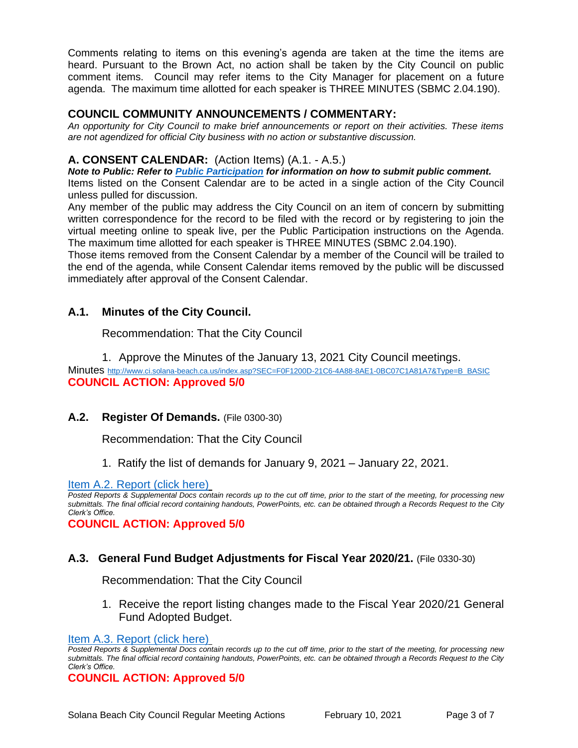Comments relating to items on this evening's agenda are taken at the time the items are heard. Pursuant to the Brown Act, no action shall be taken by the City Council on public comment items. Council may refer items to the City Manager for placement on a future agenda. The maximum time allotted for each speaker is THREE MINUTES (SBMC 2.04.190).

## COUNCIL COMMUNITY ANNOUNCEMENTS / COMMENTARY:

*An opportunity for City Council to make brief announcements or report on their activities. These items are not agendized for official City business with no action or substantive discussion.*

## A. CONSENT CALENDAR: (Action Items) (A.1. - A.5.)

***Note to Public: Refer to [Public Participation](#) for information on how to submit public comment.***

Items listed on the Consent Calendar are to be acted in a single action of the City Council unless pulled for discussion.

Any member of the public may address the City Council on an item of concern by submitting written correspondence for the record to be filed with the record or by registering to join the virtual meeting online to speak live, per the Public Participation instructions on the Agenda. The maximum time allotted for each speaker is THREE MINUTES (SBMC 2.04.190).

Those items removed from the Consent Calendar by a member of the Council will be trailed to the end of the agenda, while Consent Calendar items removed by the public will be discussed immediately after approval of the Consent Calendar.

### A.1. Minutes of the City Council.

Recommendation: That the City Council

1. Approve the Minutes of the January 13, 2021 City Council meetings.

Minutes http://www.ci.solana-beach.ca.us/index.asp?SEC=F0F1200D-21C6-4A88-8AE1-0BC07C1A81A7&Type=B_BASIC

**COUNCIL ACTION: Approved 5/0**

### A.2. Register Of Demands. (File 0300-30)

Recommendation: That the City Council

1. Ratify the list of demands for January 9, 2021 – January 22, 2021.

[Item A.2. Report (click here)](#)

*Posted Reports & Supplemental Docs contain records up to the cut off time, prior to the start of the meeting, for processing new submittals. The final official record containing handouts, PowerPoints, etc. can be obtained through a Records Request to the City Clerk's Office.*

**COUNCIL ACTION: Approved 5/0**

### A.3. General Fund Budget Adjustments for Fiscal Year 2020/21. (File 0330-30)

Recommendation: That the City Council

1. Receive the report listing changes made to the Fiscal Year 2020/21 General Fund Adopted Budget.

[Item A.3. Report (click here)](#)

*Posted Reports & Supplemental Docs contain records up to the cut off time, prior to the start of the meeting, for processing new submittals. The final official record containing handouts, PowerPoints, etc. can be obtained through a Records Request to the City Clerk's Office.*

**COUNCIL ACTION: Approved 5/0**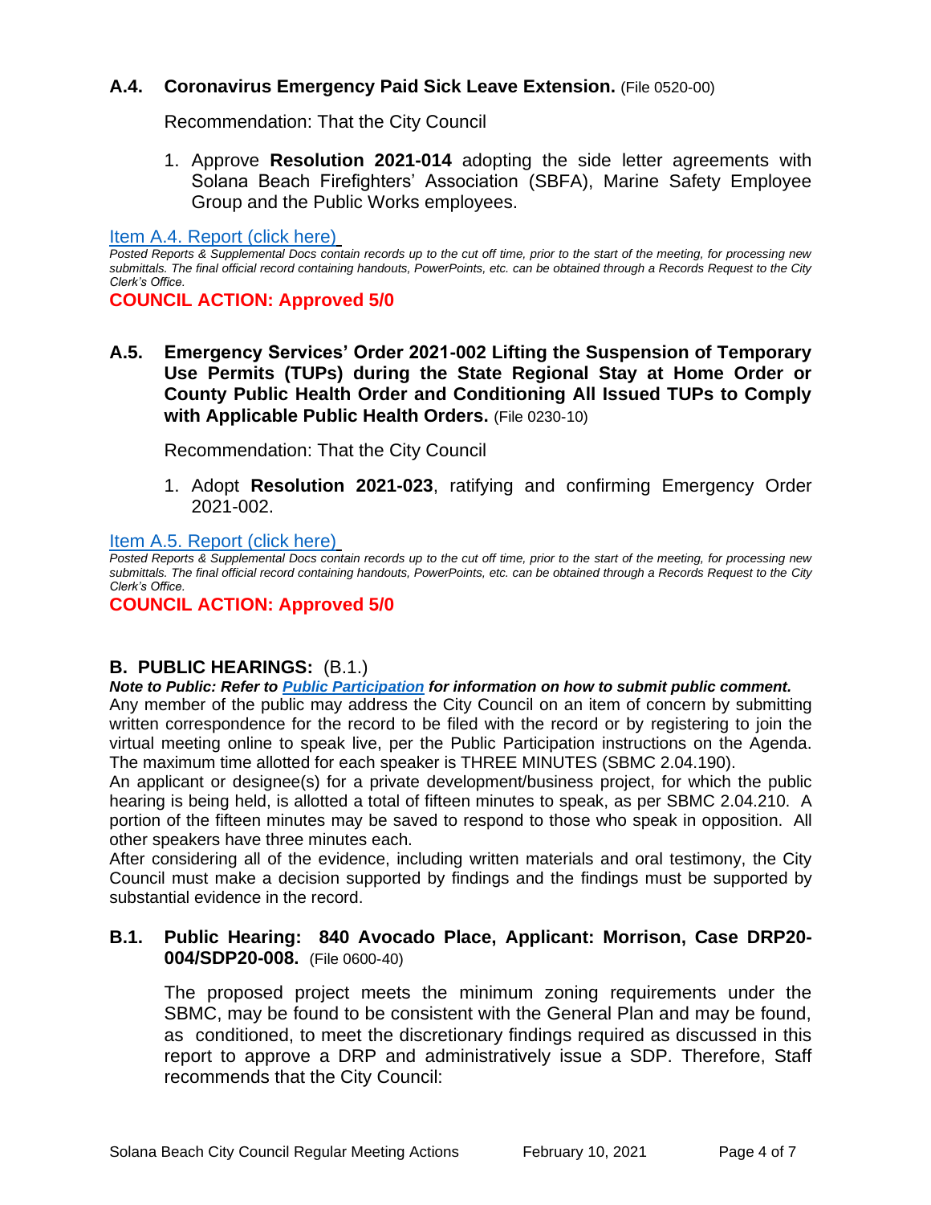### A.4. Coronavirus Emergency Paid Sick Leave Extension. (File 0520-00)

Recommendation: That the City Council

1. Approve **Resolution 2021-014** adopting the side letter agreements with Solana Beach Firefighters' Association (SBFA), Marine Safety Employee Group and the Public Works employees.

[Item A.4. Report (click here)](#)

*Posted Reports & Supplemental Docs contain records up to the cut off time, prior to the start of the meeting, for processing new submittals. The final official record containing handouts, PowerPoints, etc. can be obtained through a Records Request to the City Clerk's Office.*

**COUNCIL ACTION: Approved 5/0**

### A.5. Emergency Services' Order 2021-002 Lifting the Suspension of Temporary Use Permits (TUPs) during the State Regional Stay at Home Order or County Public Health Order and Conditioning All Issued TUPs to Comply with Applicable Public Health Orders. (File 0230-10)

Recommendation: That the City Council

1. Adopt **Resolution 2021-023**, ratifying and confirming Emergency Order 2021-002.

[Item A.5. Report (click here)](#)

*Posted Reports & Supplemental Docs contain records up to the cut off time, prior to the start of the meeting, for processing new submittals. The final official record containing handouts, PowerPoints, etc. can be obtained through a Records Request to the City Clerk's Office.*

**COUNCIL ACTION: Approved 5/0**

## B. PUBLIC HEARINGS: (B.1.)

***Note to Public: Refer to [Public Participation](#) for information on how to submit public comment.***

Any member of the public may address the City Council on an item of concern by submitting written correspondence for the record to be filed with the record or by registering to join the virtual meeting online to speak live, per the Public Participation instructions on the Agenda. The maximum time allotted for each speaker is THREE MINUTES (SBMC 2.04.190).

An applicant or designee(s) for a private development/business project, for which the public hearing is being held, is allotted a total of fifteen minutes to speak, as per SBMC 2.04.210. A portion of the fifteen minutes may be saved to respond to those who speak in opposition. All other speakers have three minutes each.

After considering all of the evidence, including written materials and oral testimony, the City Council must make a decision supported by findings and the findings must be supported by substantial evidence in the record.

### B.1. Public Hearing: 840 Avocado Place, Applicant: Morrison, Case DRP20-004/SDP20-008. (File 0600-40)

The proposed project meets the minimum zoning requirements under the SBMC, may be found to be consistent with the General Plan and may be found, as conditioned, to meet the discretionary findings required as discussed in this report to approve a DRP and administratively issue a SDP. Therefore, Staff recommends that the City Council: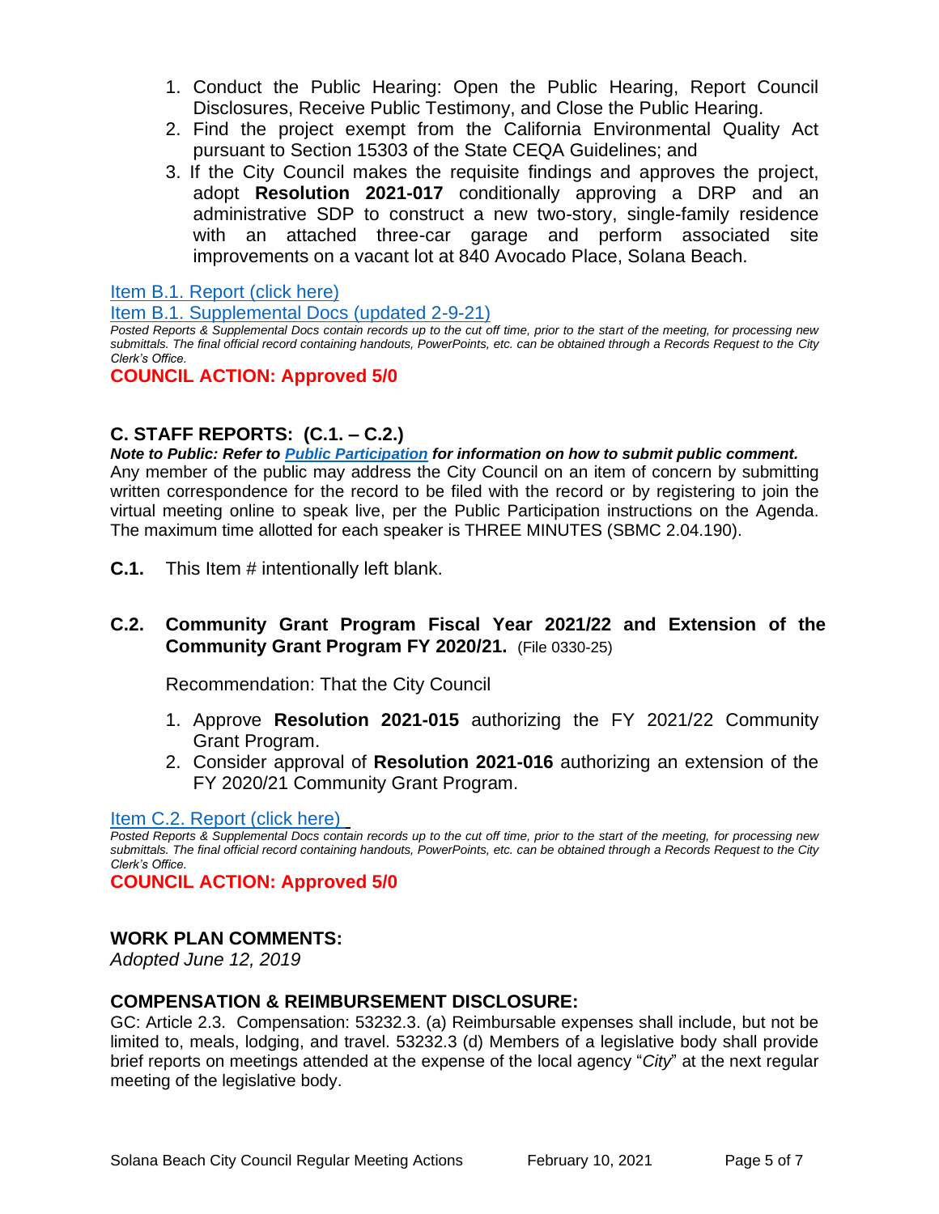2. Find the project exempt from the California Environmental Quality Act pursuant to Section 15303 of the State CEQA Guidelines; and
3. If the City Council makes the requisite findings and approves the project, adopt **Resolution 2021-017** conditionally approving a DRP and an administrative SDP to construct a new two-story, single-family residence with an attached three-car garage and perform associated site improvements on a vacant lot at 840 Avocado Place, Solana Beach.

Item B.1. Report (click here)

Item B.1. Supplemental Docs (updated 2-9-21)

*Posted Reports & Supplemental Docs contain records up to the cut off time, prior to the start of the meeting, for processing new submittals. The final official record containing handouts, PowerPoints, etc. can be obtained through a Records Request to the City Clerk's Office.*

**COUNCIL ACTION: Approved 5/0**

## C. STAFF REPORTS: (C.1. – C.2.)

***Note to Public: Refer to Public Participation for information on how to submit public comment.***

Any member of the public may address the City Council on an item of concern by submitting written correspondence for the record to be filed with the record or by registering to join the virtual meeting online to speak live, per the Public Participation instructions on the Agenda. The maximum time allotted for each speaker is THREE MINUTES (SBMC 2.04.190).

**C.1.** This Item # intentionally left blank.

**C.2. Community Grant Program Fiscal Year 2021/22 and Extension of the Community Grant Program FY 2020/21.** (File 0330-25)

Recommendation: That the City Council

1. Approve **Resolution 2021-015** authorizing the FY 2021/22 Community Grant Program.
2. Consider approval of **Resolution 2021-016** authorizing an extension of the FY 2020/21 Community Grant Program.

Item C.2. Report (click here)

*Posted Reports & Supplemental Docs contain records up to the cut off time, prior to the start of the meeting, for processing new submittals. The final official record containing handouts, PowerPoints, etc. can be obtained through a Records Request to the City Clerk's Office.*

**COUNCIL ACTION: Approved 5/0**

## WORK PLAN COMMENTS:

*Adopted June 12, 2019*

## COMPENSATION & REIMBURSEMENT DISCLOSURE:

GC: Article 2.3. Compensation: 53232.3. (a) Reimbursable expenses shall include, but not be limited to, meals, lodging, and travel. 53232.3 (d) Members of a legislative body shall provide brief reports on meetings attended at the expense of the local agency "*City*" at the next regular meeting of the legislative body.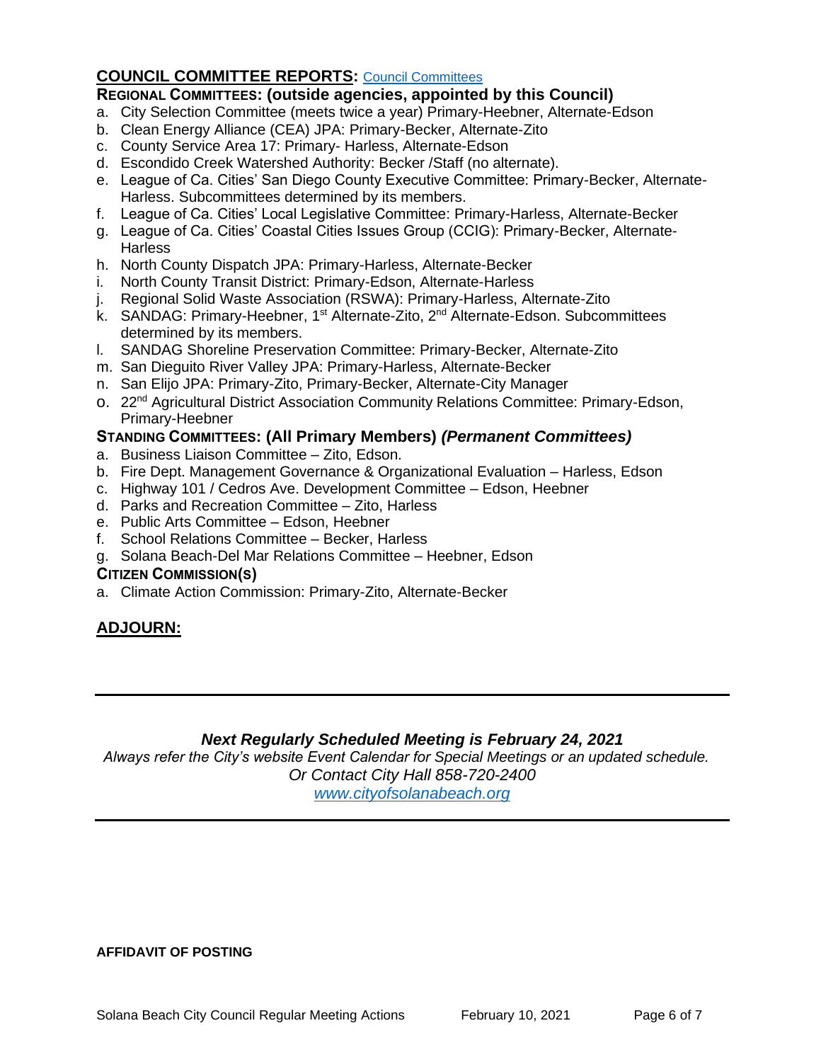## COUNCIL COMMITTEE REPORTS: [Council Committees]

### REGIONAL COMMITTEES: (outside agencies, appointed by this Council)

a. City Selection Committee (meets twice a year) Primary-Heebner, Alternate-Edson
b. Clean Energy Alliance (CEA) JPA: Primary-Becker, Alternate-Zito
c. County Service Area 17: Primary- Harless, Alternate-Edson
d. Escondido Creek Watershed Authority: Becker /Staff (no alternate).
e. League of Ca. Cities' San Diego County Executive Committee: Primary-Becker, Alternate-Harless. Subcommittees determined by its members.
f. League of Ca. Cities' Local Legislative Committee: Primary-Harless, Alternate-Becker
g. League of Ca. Cities' Coastal Cities Issues Group (CCIG): Primary-Becker, Alternate-Harless
h. North County Dispatch JPA: Primary-Harless, Alternate-Becker
i. North County Transit District: Primary-Edson, Alternate-Harless
j. Regional Solid Waste Association (RSWA): Primary-Harless, Alternate-Zito
k. SANDAG: Primary-Heebner, 1st Alternate-Zito, 2nd Alternate-Edson. Subcommittees determined by its members.
l. SANDAG Shoreline Preservation Committee: Primary-Becker, Alternate-Zito
m. San Dieguito River Valley JPA: Primary-Harless, Alternate-Becker
n. San Elijo JPA: Primary-Zito, Primary-Becker, Alternate-City Manager
o. 22nd Agricultural District Association Community Relations Committee: Primary-Edson, Primary-Heebner

### STANDING COMMITTEES: (All Primary Members) *(Permanent Committees)*

a. Business Liaison Committee – Zito, Edson.
b. Fire Dept. Management Governance & Organizational Evaluation – Harless, Edson
c. Highway 101 / Cedros Ave. Development Committee – Edson, Heebner
d. Parks and Recreation Committee – Zito, Harless
e. Public Arts Committee – Edson, Heebner
f. School Relations Committee – Becker, Harless
g. Solana Beach-Del Mar Relations Committee – Heebner, Edson

### CITIZEN COMMISSION(S)

a. Climate Action Commission: Primary-Zito, Alternate-Becker

## ADJOURN:

---

***Next Regularly Scheduled Meeting is February 24, 2021***

*Always refer the City's website Event Calendar for Special Meetings or an updated schedule.*
*Or Contact City Hall 858-720-2400*
*[www.cityofsolanabeach.org]*

---

**AFFIDAVIT OF POSTING**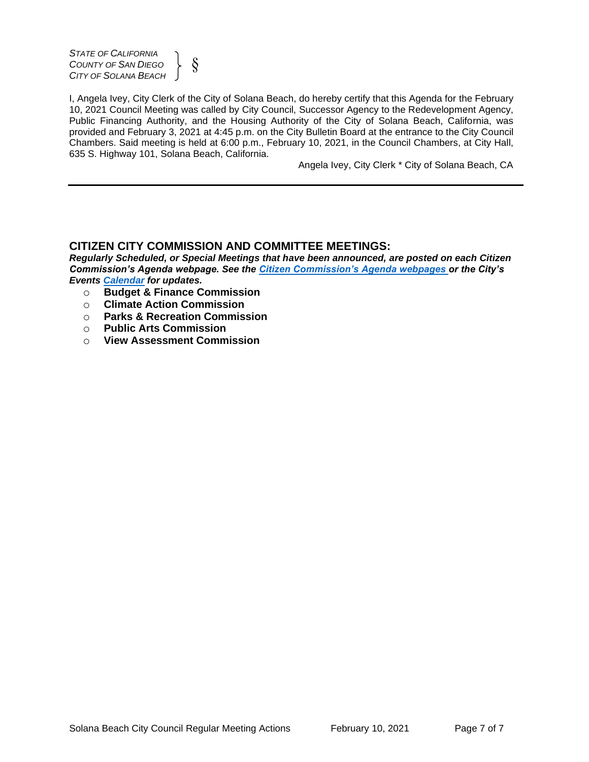*STATE OF CALIFORNIA*
*COUNTY OF SAN DIEGO* } §
*CITY OF SOLANA BEACH*

I, Angela Ivey, City Clerk of the City of Solana Beach, do hereby certify that this Agenda for the February 10, 2021 Council Meeting was called by City Council, Successor Agency to the Redevelopment Agency, Public Financing Authority, and the Housing Authority of the City of Solana Beach, California, was provided and February 3, 2021 at 4:45 p.m. on the City Bulletin Board at the entrance to the City Council Chambers. Said meeting is held at 6:00 p.m., February 10, 2021, in the Council Chambers, at City Hall, 635 S. Highway 101, Solana Beach, California.

Angela Ivey, City Clerk * City of Solana Beach, CA

---

## CITIZEN CITY COMMISSION AND COMMITTEE MEETINGS:

***Regularly Scheduled, or Special Meetings that have been announced, are posted on each Citizen Commission's Agenda webpage. See the Citizen Commission's Agenda webpages or the City's Events Calendar for updates.***

- **Budget & Finance Commission**
- **Climate Action Commission**
- **Parks & Recreation Commission**
- **Public Arts Commission**
- **View Assessment Commission**